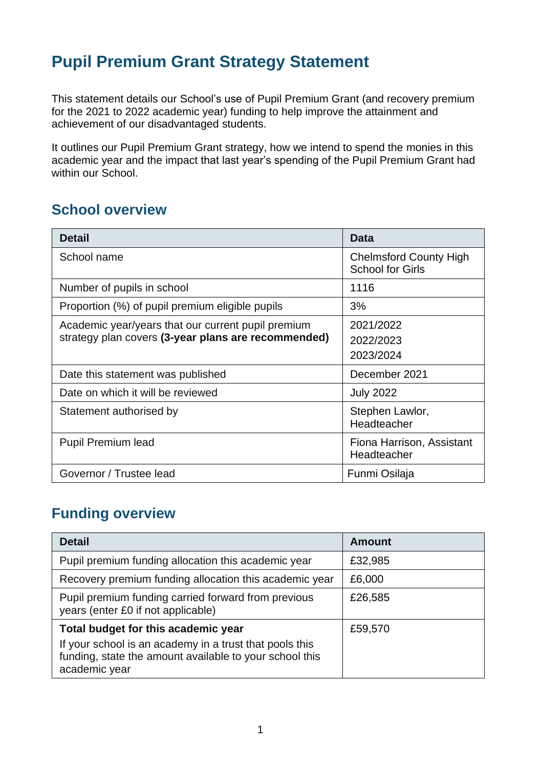# Pupil Premium Grant Strategy Statement

This statement details our School's use of Pupil Premium Grant (and recovery premium for the 2021 to 2022 academic year) funding to help improve the attainment and achievement of our disadvantaged students.

It outlines our Pupil Premium Grant strategy, how we intend to spend the monies in this academic year and the impact that last year's spending of the Pupil Premium Grant had within our School.

## School overview

| Detail | Data |
| --- | --- |
| School name | Chelmsford County High School for Girls |
| Number of pupils in school | 1116 |
| Proportion (%) of pupil premium eligible pupils | 3% |
| Academic year/years that our current pupil premium strategy plan covers **(3-year plans are recommended)** | 2021/2022<br>2022/2023<br>2023/2024 |
| Date this statement was published | December 2021 |
| Date on which it will be reviewed | July 2022 |
| Statement authorised by | Stephen Lawlor, Headteacher |
| Pupil Premium lead | Fiona Harrison, Assistant Headteacher |
| Governor / Trustee lead | Funmi Osilaja |

## Funding overview

| Detail | Amount |
| --- | --- |
| Pupil premium funding allocation this academic year | £32,985 |
| Recovery premium funding allocation this academic year | £6,000 |
| Pupil premium funding carried forward from previous years (enter £0 if not applicable) | £26,585 |
| **Total budget for this academic year**<br>If your school is an academy in a trust that pools this funding, state the amount available to your school this academic year | £59,570 |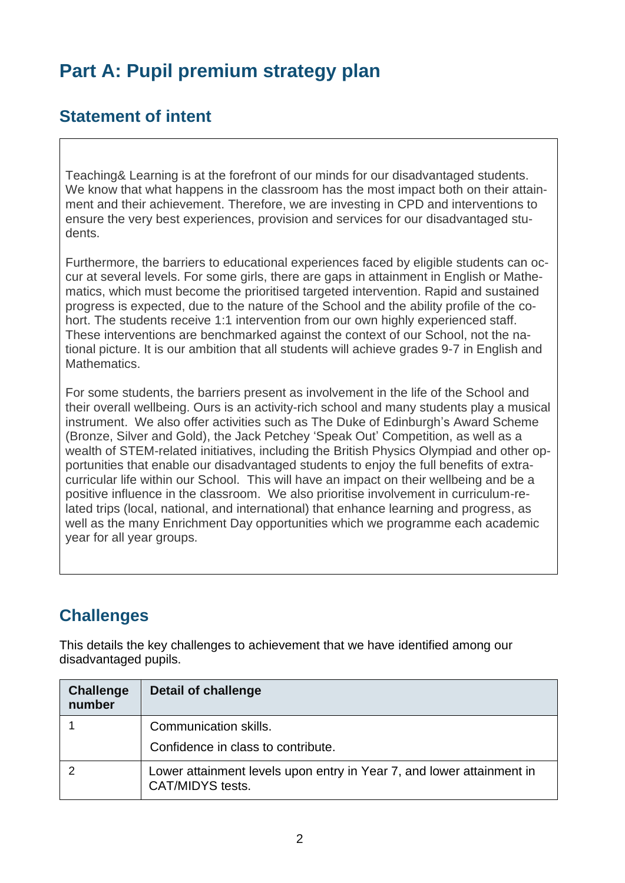# Part A: Pupil premium strategy plan

## Statement of intent

Teaching& Learning is at the forefront of our minds for our disadvantaged students. We know that what happens in the classroom has the most impact both on their attainment and their achievement. Therefore, we are investing in CPD and interventions to ensure the very best experiences, provision and services for our disadvantaged students.

Furthermore, the barriers to educational experiences faced by eligible students can occur at several levels. For some girls, there are gaps in attainment in English or Mathematics, which must become the prioritised targeted intervention. Rapid and sustained progress is expected, due to the nature of the School and the ability profile of the cohort. The students receive 1:1 intervention from our own highly experienced staff. These interventions are benchmarked against the context of our School, not the national picture. It is our ambition that all students will achieve grades 9-7 in English and Mathematics.

For some students, the barriers present as involvement in the life of the School and their overall wellbeing. Ours is an activity-rich school and many students play a musical instrument. We also offer activities such as The Duke of Edinburgh's Award Scheme (Bronze, Silver and Gold), the Jack Petchey 'Speak Out' Competition, as well as a wealth of STEM-related initiatives, including the British Physics Olympiad and other opportunities that enable our disadvantaged students to enjoy the full benefits of extra-curricular life within our School. This will have an impact on their wellbeing and be a positive influence in the classroom. We also prioritise involvement in curriculum-related trips (local, national, and international) that enhance learning and progress, as well as the many Enrichment Day opportunities which we programme each academic year for all year groups.

## Challenges

This details the key challenges to achievement that we have identified among our disadvantaged pupils.

| Challenge number | Detail of challenge |
|---|---|
| 1 | Communication skills.<br>Confidence in class to contribute. |
| 2 | Lower attainment levels upon entry in Year 7, and lower attainment in CAT/MIDYS tests. |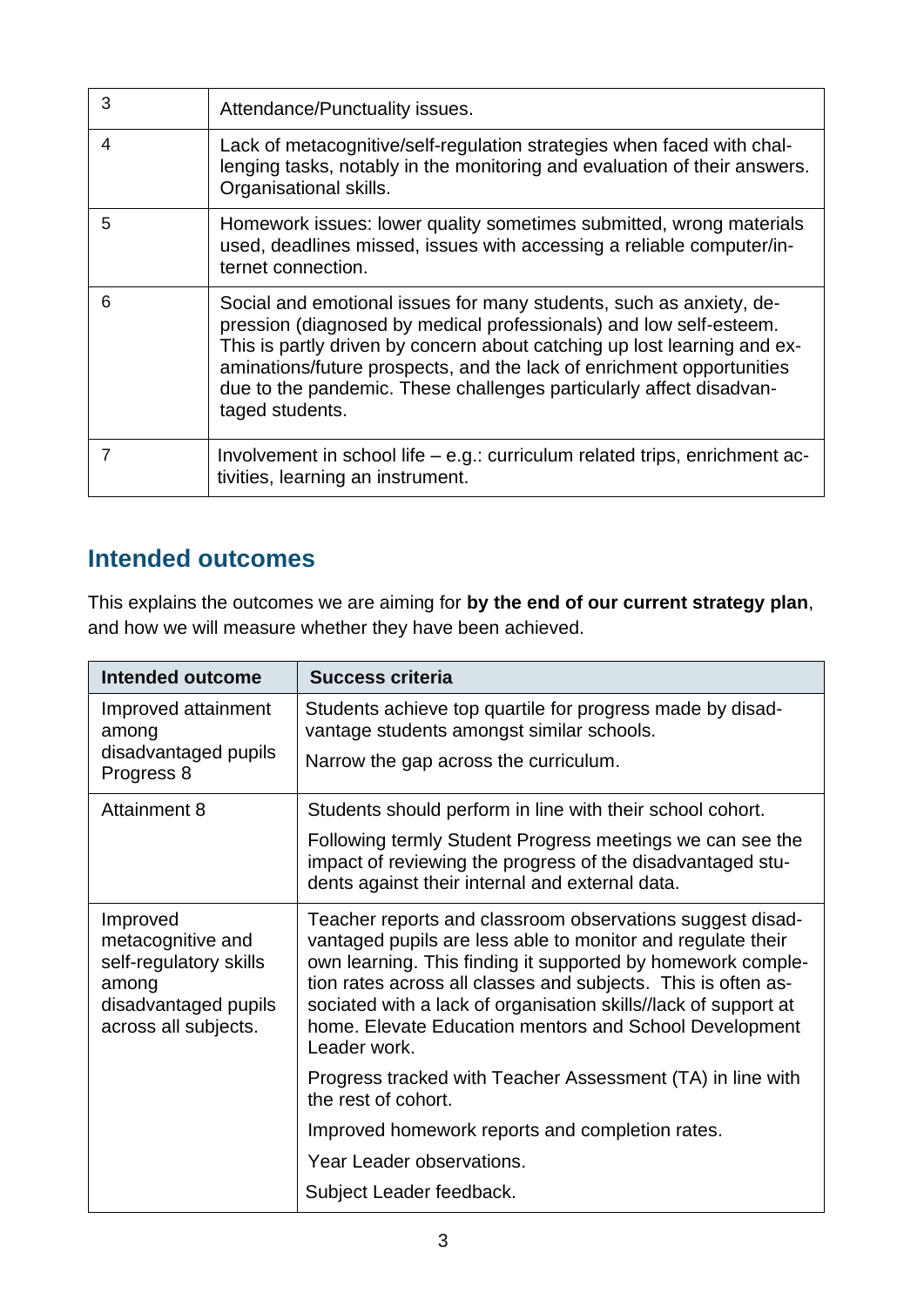| | |
|---|---|
| 3 | Attendance/Punctuality issues. |
| 4 | Lack of metacognitive/self-regulation strategies when faced with challenging tasks, notably in the monitoring and evaluation of their answers. Organisational skills. |
| 5 | Homework issues: lower quality sometimes submitted, wrong materials used, deadlines missed, issues with accessing a reliable computer/internet connection. |
| 6 | Social and emotional issues for many students, such as anxiety, depression (diagnosed by medical professionals) and low self-esteem. This is partly driven by concern about catching up lost learning and examinations/future prospects, and the lack of enrichment opportunities due to the pandemic. These challenges particularly affect disadvantaged students. |
| 7 | Involvement in school life – e.g.: curriculum related trips, enrichment activities, learning an instrument. |

## Intended outcomes

This explains the outcomes we are aiming for **by the end of our current strategy plan**, and how we will measure whether they have been achieved.

| Intended outcome | Success criteria |
|---|---|
| Improved attainment among disadvantaged pupils Progress 8 | Students achieve top quartile for progress made by disadvantage students amongst similar schools.<br><br>Narrow the gap across the curriculum. |
| Attainment 8 | Students should perform in line with their school cohort.<br><br>Following termly Student Progress meetings we can see the impact of reviewing the progress of the disadvantaged students against their internal and external data. |
| Improved metacognitive and self-regulatory skills among disadvantaged pupils across all subjects. | Teacher reports and classroom observations suggest disadvantaged pupils are less able to monitor and regulate their own learning. This finding it supported by homework completion rates across all classes and subjects. This is often associated with a lack of organisation skills//lack of support at home. Elevate Education mentors and School Development Leader work.<br><br>Progress tracked with Teacher Assessment (TA) in line with the rest of cohort.<br><br>Improved homework reports and completion rates.<br><br>Year Leader observations.<br><br>Subject Leader feedback. |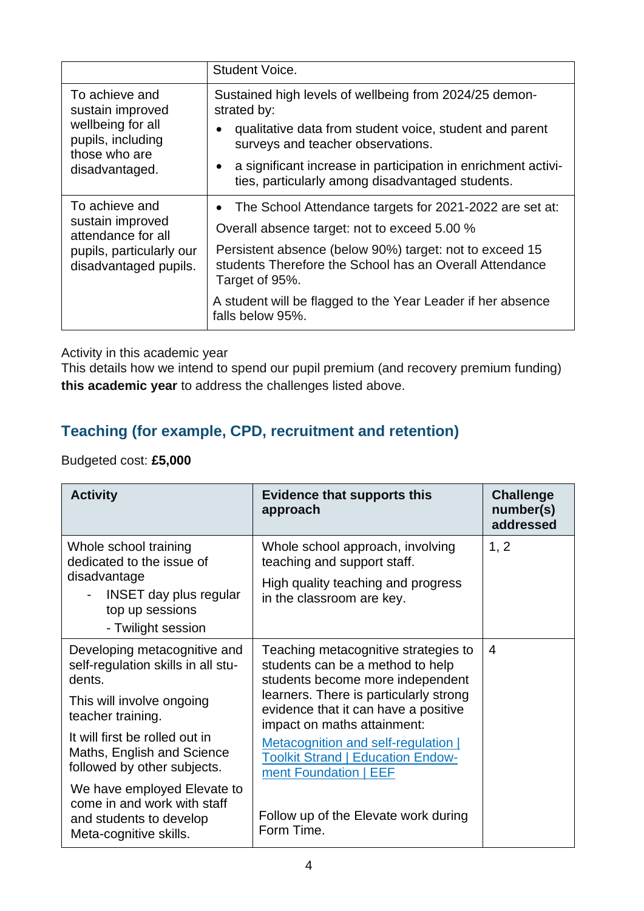| | |
|---|---|
| | Student Voice. |
| To achieve and sustain improved wellbeing for all pupils, including those who are disadvantaged. | Sustained high levels of wellbeing from 2024/25 demonstrated by:<br>• qualitative data from student voice, student and parent surveys and teacher observations.<br>• a significant increase in participation in enrichment activities, particularly among disadvantaged students. |
| To achieve and sustain improved attendance for all pupils, particularly our disadvantaged pupils. | • The School Attendance targets for 2021-2022 are set at:<br>Overall absence target: not to exceed 5.00 %<br>Persistent absence (below 90%) target: not to exceed 15 students Therefore the School has an Overall Attendance Target of 95%.<br>A student will be flagged to the Year Leader if her absence falls below 95%. |

Activity in this academic year

This details how we intend to spend our pupil premium (and recovery premium funding) **this academic year** to address the challenges listed above.

## Teaching (for example, CPD, recruitment and retention)

Budgeted cost: **£5,000**

| Activity | Evidence that supports this approach | Challenge number(s) addressed |
|---|---|---|
| Whole school training dedicated to the issue of disadvantage<br>- INSET day plus regular top up sessions<br>- Twilight session | Whole school approach, involving teaching and support staff.<br>High quality teaching and progress in the classroom are key. | 1, 2 |
| Developing metacognitive and self-regulation skills in all students.<br>This will involve ongoing teacher training.<br>It will first be rolled out in Maths, English and Science followed by other subjects.<br>We have employed Elevate to come in and work with staff and students to develop Meta-cognitive skills. | Teaching metacognitive strategies to students can be a method to help students become more independent learners. There is particularly strong evidence that it can have a positive impact on maths attainment:<br>[Metacognition and self-regulation \| Toolkit Strand \| Education Endowment Foundation \| EEF]<br>Follow up of the Elevate work during Form Time. | 4 |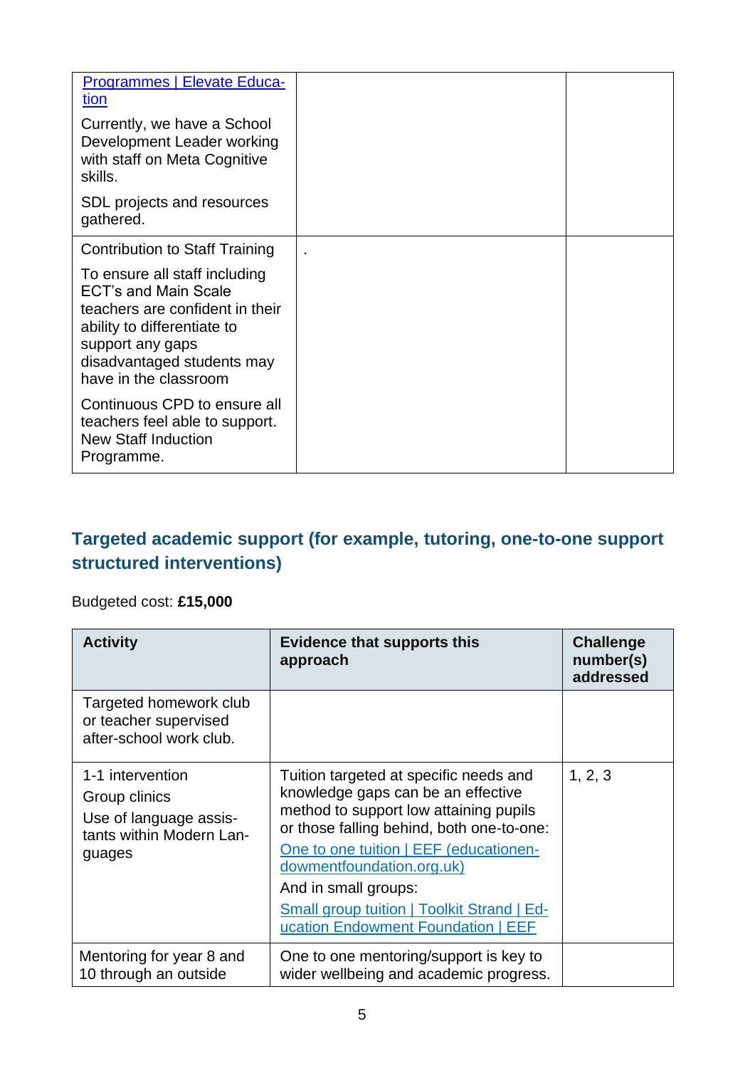| | | |
|---|---|---|
| Programmes \| Elevate Education<br><br>Currently, we have a School Development Leader working with staff on Meta Cognitive skills.<br><br>SDL projects and resources gathered. | | |
| Contribution to Staff Training<br><br>To ensure all staff including ECT's and Main Scale teachers are confident in their ability to differentiate to support any gaps disadvantaged students may have in the classroom<br><br>Continuous CPD to ensure all teachers feel able to support. New Staff Induction Programme. | . | |

## Targeted academic support (for example, tutoring, one-to-one support structured interventions)

Budgeted cost: **£15,000**

| Activity | Evidence that supports this approach | Challenge number(s) addressed |
|---|---|---|
| Targeted homework club or teacher supervised after-school work club. | | |
| 1-1 intervention<br><br>Group clinics<br><br>Use of language assistants within Modern Languages | Tuition targeted at specific needs and knowledge gaps can be an effective method to support low attaining pupils or those falling behind, both one-to-one:<br><br>One to one tuition \| EEF (educationendowmentfoundation.org.uk)<br><br>And in small groups:<br><br>Small group tuition \| Toolkit Strand \| Education Endowment Foundation \| EEF | 1, 2, 3 |
| Mentoring for year 8 and 10 through an outside | One to one mentoring/support is key to wider wellbeing and academic progress. | |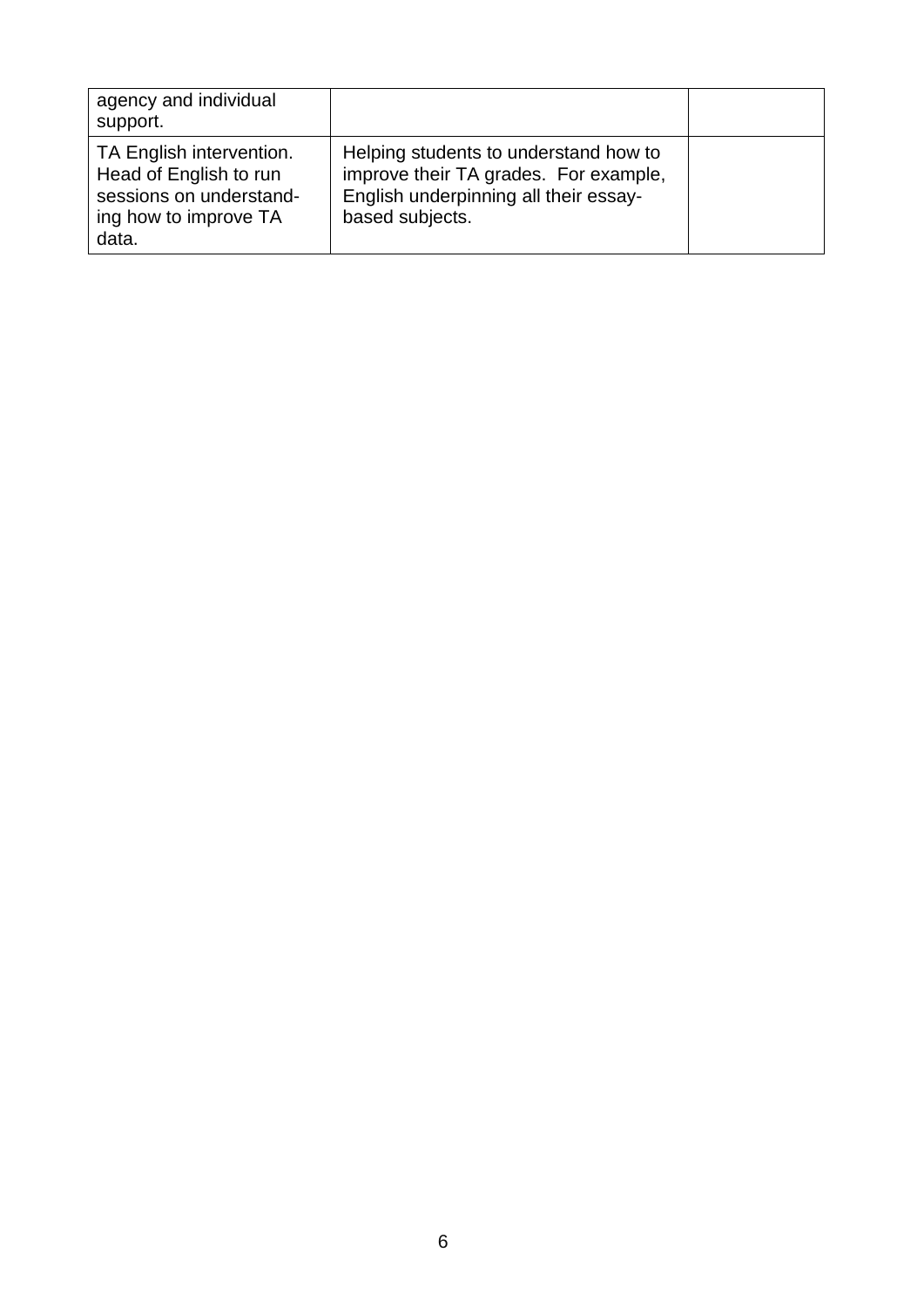| | | |
|---|---|---|
| agency and individual support. | | |
| TA English intervention. Head of English to run sessions on understand-ing how to improve TA data. | Helping students to understand how to improve their TA grades. For example, English underpinning all their essay-based subjects. | |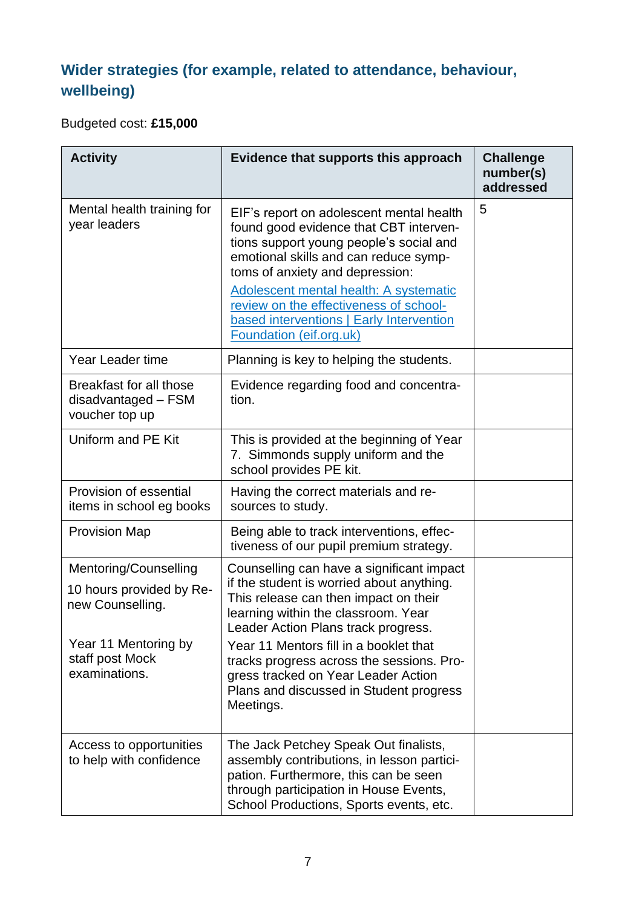## Wider strategies (for example, related to attendance, behaviour, wellbeing)

Budgeted cost: **£15,000**

| Activity | Evidence that supports this approach | Challenge number(s) addressed |
|---|---|---|
| Mental health training for year leaders | EIF's report on adolescent mental health found good evidence that CBT interventions support young people's social and emotional skills and can reduce symptoms of anxiety and depression: [Adolescent mental health: A systematic review on the effectiveness of school-based interventions \| Early Intervention Foundation (eif.org.uk)]() | 5 |
| Year Leader time | Planning is key to helping the students. | |
| Breakfast for all those disadvantaged – FSM voucher top up | Evidence regarding food and concentration. | |
| Uniform and PE Kit | This is provided at the beginning of Year 7. Simmonds supply uniform and the school provides PE kit. | |
| Provision of essential items in school eg books | Having the correct materials and resources to study. | |
| Provision Map | Being able to track interventions, effectiveness of our pupil premium strategy. | |
| Mentoring/Counselling<br>10 hours provided by Renew Counselling.<br><br>Year 11 Mentoring by staff post Mock examinations. | Counselling can have a significant impact if the student is worried about anything. This release can then impact on their learning within the classroom. Year Leader Action Plans track progress.<br>Year 11 Mentors fill in a booklet that tracks progress across the sessions. Progress tracked on Year Leader Action Plans and discussed in Student progress Meetings. | |
| Access to opportunities to help with confidence | The Jack Petchey Speak Out finalists, assembly contributions, in lesson participation. Furthermore, this can be seen through participation in House Events, School Productions, Sports events, etc. | |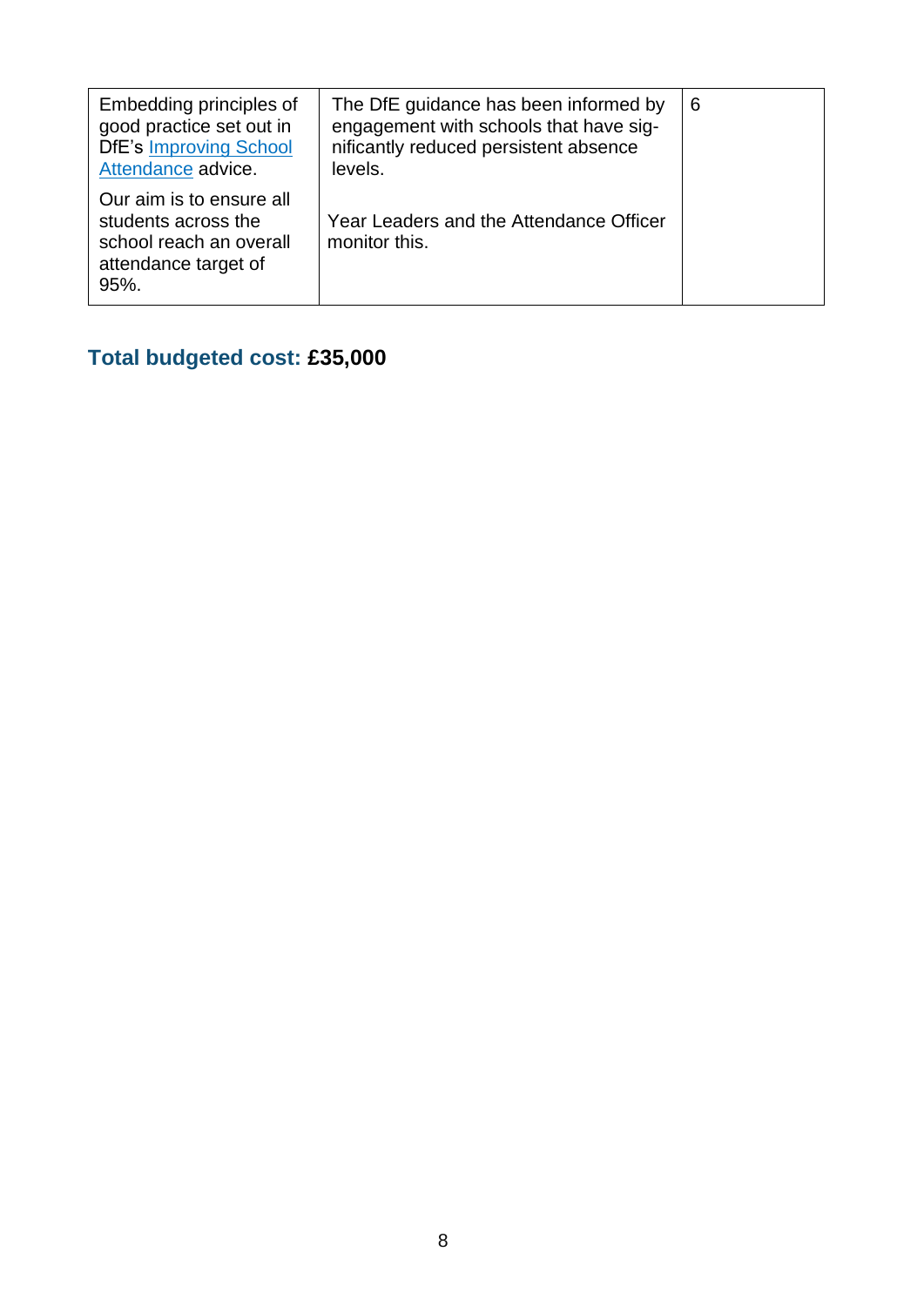| | | |
|---|---|---|
| Embedding principles of good practice set out in DfE's [Improving School Attendance](#) advice.<br><br>Our aim is to ensure all students across the school reach an overall attendance target of 95%. | The DfE guidance has been informed by engagement with schools that have significantly reduced persistent absence levels.<br><br>Year Leaders and the Attendance Officer monitor this. | 6 |

**Total budgeted cost: £35,000**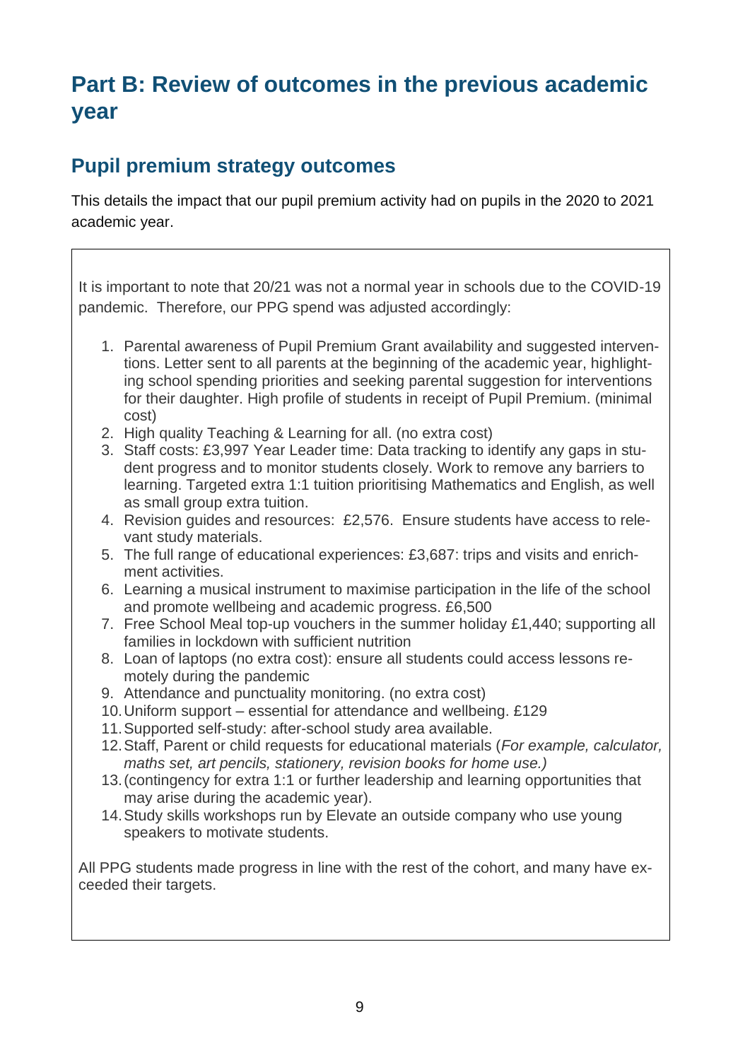# Part B: Review of outcomes in the previous academic year

## Pupil premium strategy outcomes

This details the impact that our pupil premium activity had on pupils in the 2020 to 2021 academic year.

It is important to note that 20/21 was not a normal year in schools due to the COVID-19 pandemic. Therefore, our PPG spend was adjusted accordingly:

1. Parental awareness of Pupil Premium Grant availability and suggested interventions. Letter sent to all parents at the beginning of the academic year, highlighting school spending priorities and seeking parental suggestion for interventions for their daughter. High profile of students in receipt of Pupil Premium. (minimal cost)
2. High quality Teaching & Learning for all. (no extra cost)
3. Staff costs: £3,997 Year Leader time: Data tracking to identify any gaps in student progress and to monitor students closely. Work to remove any barriers to learning. Targeted extra 1:1 tuition prioritising Mathematics and English, as well as small group extra tuition.
4. Revision guides and resources: £2,576. Ensure students have access to relevant study materials.
5. The full range of educational experiences: £3,687: trips and visits and enrichment activities.
6. Learning a musical instrument to maximise participation in the life of the school and promote wellbeing and academic progress. £6,500
7. Free School Meal top-up vouchers in the summer holiday £1,440; supporting all families in lockdown with sufficient nutrition
8. Loan of laptops (no extra cost): ensure all students could access lessons remotely during the pandemic
9. Attendance and punctuality monitoring. (no extra cost)
10. Uniform support – essential for attendance and wellbeing. £129
11. Supported self-study: after-school study area available.
12. Staff, Parent or child requests for educational materials (*For example, calculator, maths set, art pencils, stationery, revision books for home use.)*
13. (contingency for extra 1:1 or further leadership and learning opportunities that may arise during the academic year).
14. Study skills workshops run by Elevate an outside company who use young speakers to motivate students.

All PPG students made progress in line with the rest of the cohort, and many have exceeded their targets.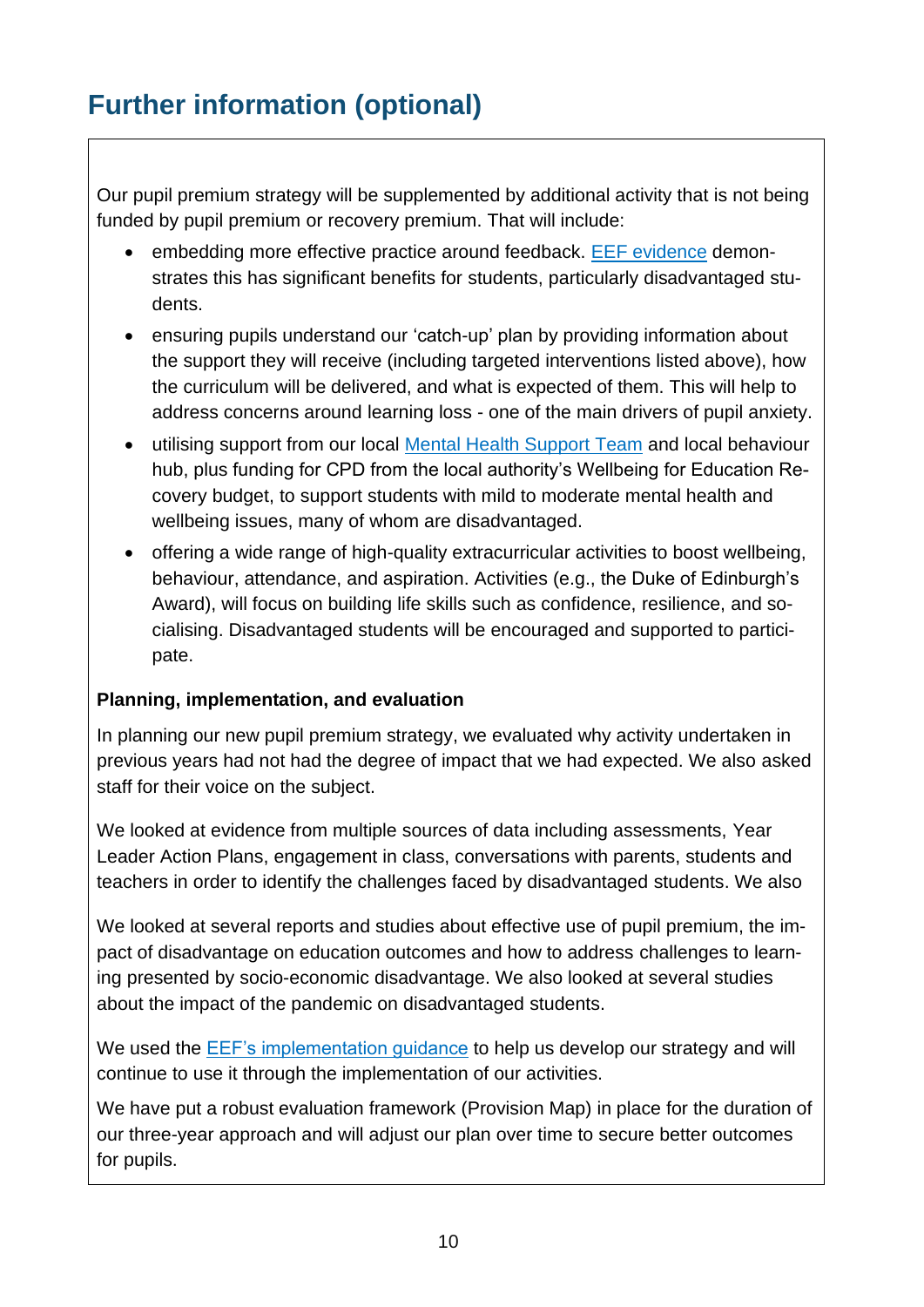## Further information (optional)

Our pupil premium strategy will be supplemented by additional activity that is not being funded by pupil premium or recovery premium. That will include:

- embedding more effective practice around feedback. [EEF evidence] demonstrates this has significant benefits for students, particularly disadvantaged students.
- ensuring pupils understand our 'catch-up' plan by providing information about the support they will receive (including targeted interventions listed above), how the curriculum will be delivered, and what is expected of them. This will help to address concerns around learning loss - one of the main drivers of pupil anxiety.
- utilising support from our local [Mental Health Support Team] and local behaviour hub, plus funding for CPD from the local authority's Wellbeing for Education Recovery budget, to support students with mild to moderate mental health and wellbeing issues, many of whom are disadvantaged.
- offering a wide range of high-quality extracurricular activities to boost wellbeing, behaviour, attendance, and aspiration. Activities (e.g., the Duke of Edinburgh's Award), will focus on building life skills such as confidence, resilience, and socialising. Disadvantaged students will be encouraged and supported to participate.

**Planning, implementation, and evaluation**

In planning our new pupil premium strategy, we evaluated why activity undertaken in previous years had not had the degree of impact that we had expected. We also asked staff for their voice on the subject.

We looked at evidence from multiple sources of data including assessments, Year Leader Action Plans, engagement in class, conversations with parents, students and teachers in order to identify the challenges faced by disadvantaged students. We also

We looked at several reports and studies about effective use of pupil premium, the impact of disadvantage on education outcomes and how to address challenges to learning presented by socio-economic disadvantage. We also looked at several studies about the impact of the pandemic on disadvantaged students.

We used the [EEF's implementation guidance] to help us develop our strategy and will continue to use it through the implementation of our activities.

We have put a robust evaluation framework (Provision Map) in place for the duration of our three-year approach and will adjust our plan over time to secure better outcomes for pupils.